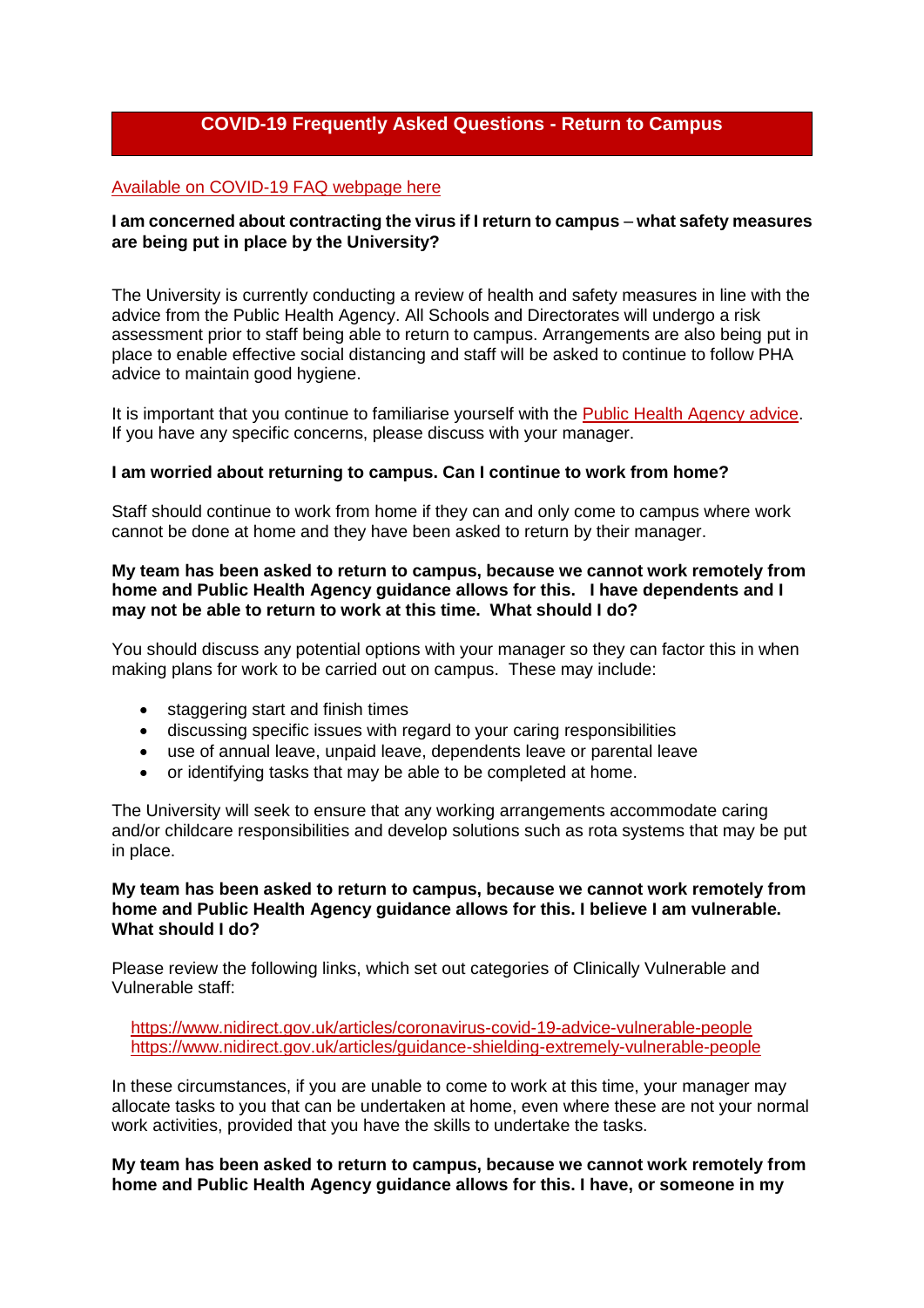# COVID-19 Frequently Asked Questions - Return to Campus

[Available on COVID-19 FAQ webpage here]

**I am concerned about contracting the virus if I return to campus – what safety measures are being put in place by the University?**

The University is currently conducting a review of health and safety measures in line with the advice from the Public Health Agency. All Schools and Directorates will undergo a risk assessment prior to staff being able to return to campus. Arrangements are also being put in place to enable effective social distancing and staff will be asked to continue to follow PHA advice to maintain good hygiene.

It is important that you continue to familiarise yourself with the Public Health Agency advice. If you have any specific concerns, please discuss with your manager.

**I am worried about returning to campus. Can I continue to work from home?**

Staff should continue to work from home if they can and only come to campus where work cannot be done at home and they have been asked to return by their manager.

**My team has been asked to return to campus, because we cannot work remotely from home and Public Health Agency guidance allows for this. I have dependents and I may not be able to return to work at this time. What should I do?**

You should discuss any potential options with your manager so they can factor this in when making plans for work to be carried out on campus. These may include:

- staggering start and finish times
- discussing specific issues with regard to your caring responsibilities
- use of annual leave, unpaid leave, dependents leave or parental leave
- or identifying tasks that may be able to be completed at home.

The University will seek to ensure that any working arrangements accommodate caring and/or childcare responsibilities and develop solutions such as rota systems that may be put in place.

**My team has been asked to return to campus, because we cannot work remotely from home and Public Health Agency guidance allows for this. I believe I am vulnerable. What should I do?**

Please review the following links, which set out categories of Clinically Vulnerable and Vulnerable staff:

https://www.nidirect.gov.uk/articles/coronavirus-covid-19-advice-vulnerable-people
https://www.nidirect.gov.uk/articles/guidance-shielding-extremely-vulnerable-people

In these circumstances, if you are unable to come to work at this time, your manager may allocate tasks to you that can be undertaken at home, even where these are not your normal work activities, provided that you have the skills to undertake the tasks.

**My team has been asked to return to campus, because we cannot work remotely from home and Public Health Agency guidance allows for this. I have, or someone in my**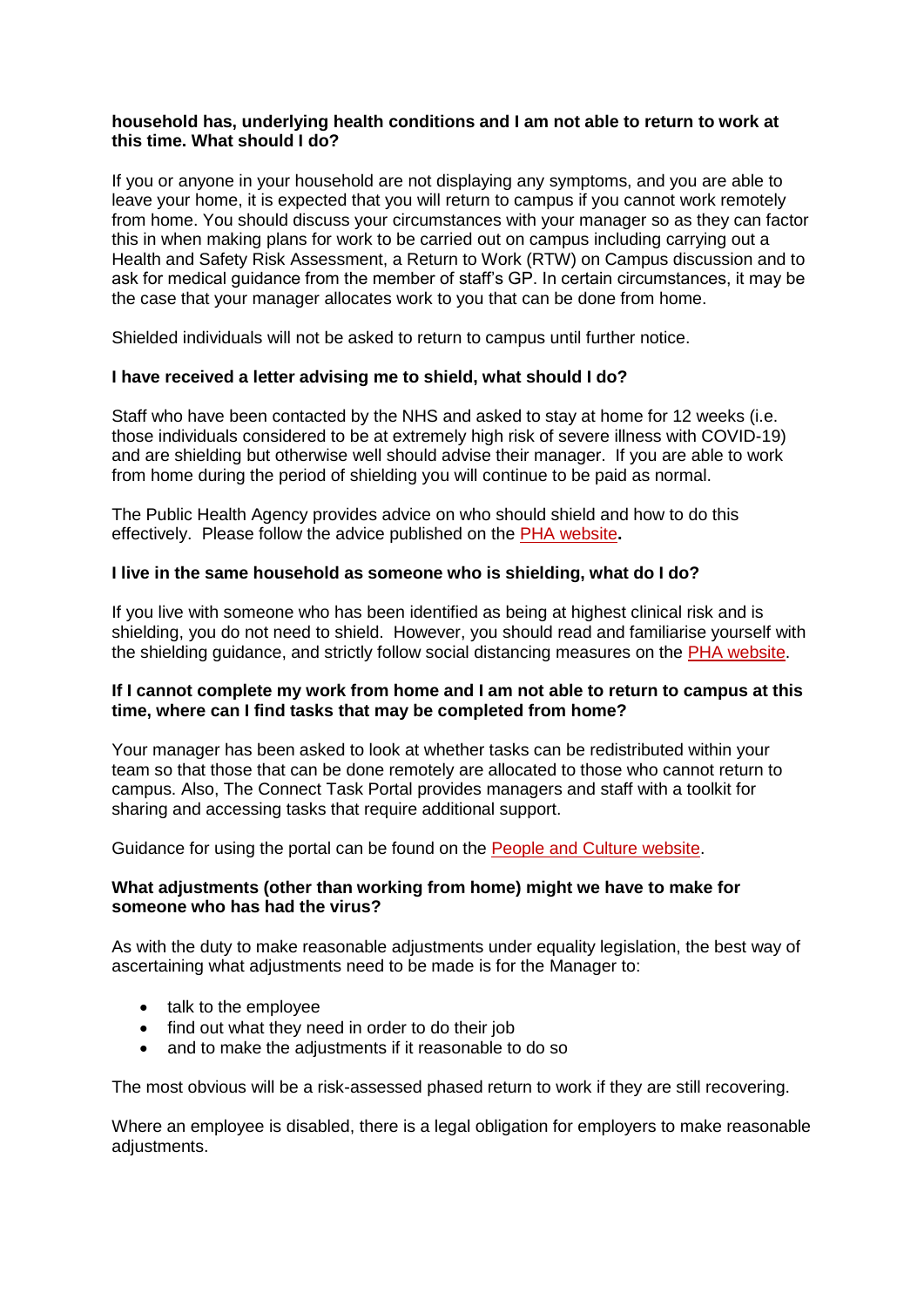**household has, underlying health conditions and I am not able to return to work at this time. What should I do?**

If you or anyone in your household are not displaying any symptoms, and you are able to leave your home, it is expected that you will return to campus if you cannot work remotely from home. You should discuss your circumstances with your manager so as they can factor this in when making plans for work to be carried out on campus including carrying out a Health and Safety Risk Assessment, a Return to Work (RTW) on Campus discussion and to ask for medical guidance from the member of staff's GP. In certain circumstances, it may be the case that your manager allocates work to you that can be done from home.

Shielded individuals will not be asked to return to campus until further notice.

**I have received a letter advising me to shield, what should I do?**

Staff who have been contacted by the NHS and asked to stay at home for 12 weeks (i.e. those individuals considered to be at extremely high risk of severe illness with COVID-19) and are shielding but otherwise well should advise their manager. If you are able to work from home during the period of shielding you will continue to be paid as normal.

The Public Health Agency provides advice on who should shield and how to do this effectively. Please follow the advice published on the PHA website**.**

**I live in the same household as someone who is shielding, what do I do?**

If you live with someone who has been identified as being at highest clinical risk and is shielding, you do not need to shield. However, you should read and familiarise yourself with the shielding guidance, and strictly follow social distancing measures on the PHA website.

**If I cannot complete my work from home and I am not able to return to campus at this time, where can I find tasks that may be completed from home?**

Your manager has been asked to look at whether tasks can be redistributed within your team so that those that can be done remotely are allocated to those who cannot return to campus. Also, The Connect Task Portal provides managers and staff with a toolkit for sharing and accessing tasks that require additional support.

Guidance for using the portal can be found on the People and Culture website.

**What adjustments (other than working from home) might we have to make for someone who has had the virus?**

As with the duty to make reasonable adjustments under equality legislation, the best way of ascertaining what adjustments need to be made is for the Manager to:

- talk to the employee
- find out what they need in order to do their job
- and to make the adjustments if it reasonable to do so

The most obvious will be a risk-assessed phased return to work if they are still recovering.

Where an employee is disabled, there is a legal obligation for employers to make reasonable adjustments.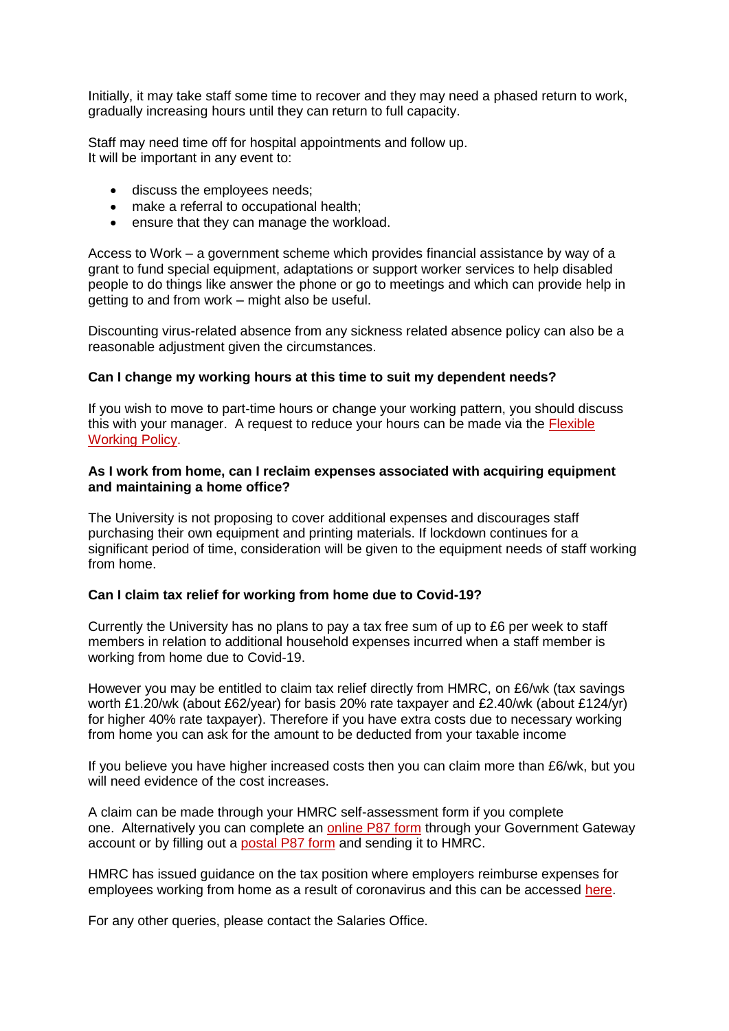Initially, it may take staff some time to recover and they may need a phased return to work, gradually increasing hours until they can return to full capacity.

Staff may need time off for hospital appointments and follow up.
It will be important in any event to:

- discuss the employees needs;
- make a referral to occupational health;
- ensure that they can manage the workload.

Access to Work – a government scheme which provides financial assistance by way of a grant to fund special equipment, adaptations or support worker services to help disabled people to do things like answer the phone or go to meetings and which can provide help in getting to and from work – might also be useful.

Discounting virus-related absence from any sickness related absence policy can also be a reasonable adjustment given the circumstances.

**Can I change my working hours at this time to suit my dependent needs?**

If you wish to move to part-time hours or change your working pattern, you should discuss this with your manager. A request to reduce your hours can be made via the Flexible Working Policy.

**As I work from home, can I reclaim expenses associated with acquiring equipment and maintaining a home office?**

The University is not proposing to cover additional expenses and discourages staff purchasing their own equipment and printing materials. If lockdown continues for a significant period of time, consideration will be given to the equipment needs of staff working from home.

**Can I claim tax relief for working from home due to Covid-19?**

Currently the University has no plans to pay a tax free sum of up to £6 per week to staff members in relation to additional household expenses incurred when a staff member is working from home due to Covid-19.

However you may be entitled to claim tax relief directly from HMRC, on £6/wk (tax savings worth £1.20/wk (about £62/year) for basis 20% rate taxpayer and £2.40/wk (about £124/yr) for higher 40% rate taxpayer). Therefore if you have extra costs due to necessary working from home you can ask for the amount to be deducted from your taxable income

If you believe you have higher increased costs then you can claim more than £6/wk, but you will need evidence of the cost increases.

A claim can be made through your HMRC self-assessment form if you complete one. Alternatively you can complete an online P87 form through your Government Gateway account or by filling out a postal P87 form and sending it to HMRC.

HMRC has issued guidance on the tax position where employers reimburse expenses for employees working from home as a result of coronavirus and this can be accessed here.

For any other queries, please contact the Salaries Office.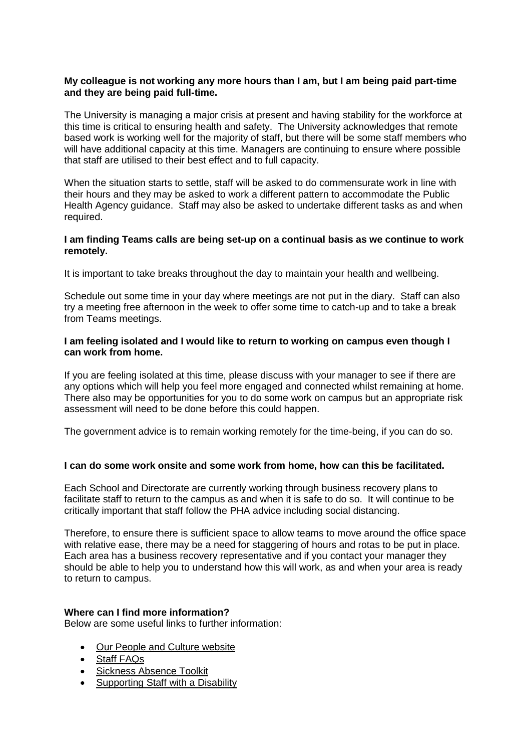**My colleague is not working any more hours than I am, but I am being paid part-time and they are being paid full-time.**

The University is managing a major crisis at present and having stability for the workforce at this time is critical to ensuring health and safety. The University acknowledges that remote based work is working well for the majority of staff, but there will be some staff members who will have additional capacity at this time. Managers are continuing to ensure where possible that staff are utilised to their best effect and to full capacity.

When the situation starts to settle, staff will be asked to do commensurate work in line with their hours and they may be asked to work a different pattern to accommodate the Public Health Agency guidance. Staff may also be asked to undertake different tasks as and when required.

**I am finding Teams calls are being set-up on a continual basis as we continue to work remotely.**

It is important to take breaks throughout the day to maintain your health and wellbeing.

Schedule out some time in your day where meetings are not put in the diary. Staff can also try a meeting free afternoon in the week to offer some time to catch-up and to take a break from Teams meetings.

**I am feeling isolated and I would like to return to working on campus even though I can work from home.**

If you are feeling isolated at this time, please discuss with your manager to see if there are any options which will help you feel more engaged and connected whilst remaining at home. There also may be opportunities for you to do some work on campus but an appropriate risk assessment will need to be done before this could happen.

The government advice is to remain working remotely for the time-being, if you can do so.

**I can do some work onsite and some work from home, how can this be facilitated.**

Each School and Directorate are currently working through business recovery plans to facilitate staff to return to the campus as and when it is safe to do so. It will continue to be critically important that staff follow the PHA advice including social distancing.

Therefore, to ensure there is sufficient space to allow teams to move around the office space with relative ease, there may be a need for staggering of hours and rotas to be put in place. Each area has a business recovery representative and if you contact your manager they should be able to help you to understand how this will work, as and when your area is ready to return to campus.

**Where can I find more information?**

Below are some useful links to further information:

- Our People and Culture website
- Staff FAQs
- Sickness Absence Toolkit
- Supporting Staff with a Disability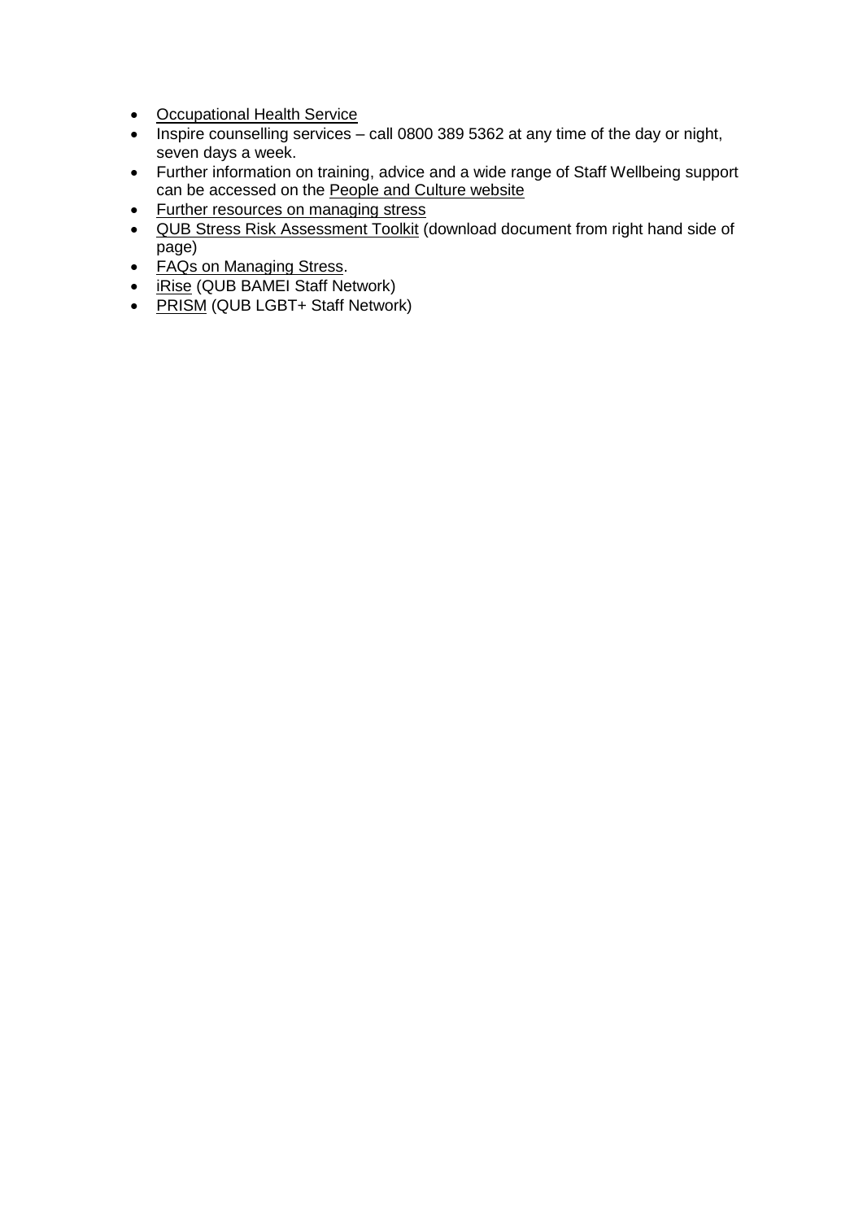- Occupational Health Service
- Inspire counselling services – call 0800 389 5362 at any time of the day or night, seven days a week.
- Further information on training, advice and a wide range of Staff Wellbeing support can be accessed on the People and Culture website
- Further resources on managing stress
- QUB Stress Risk Assessment Toolkit (download document from right hand side of page)
- FAQs on Managing Stress.
- iRise (QUB BAMEI Staff Network)
- PRISM (QUB LGBT+ Staff Network)